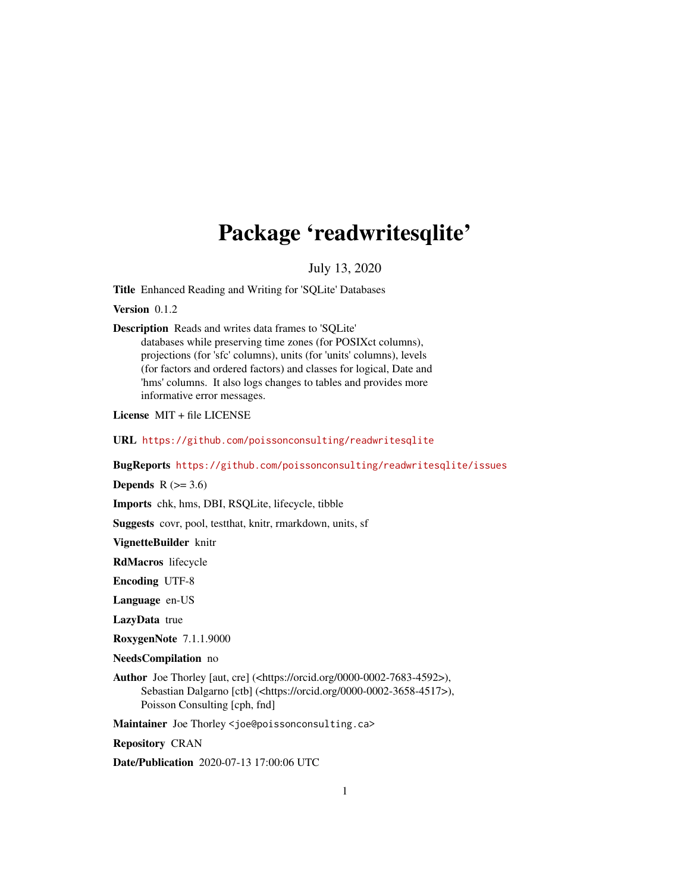# Package 'readwritesqlite'

July 13, 2020

**Title** Enhanced Reading and Writing for 'SQLite' Databases

**Version** 0.1.2

**Description** Reads and writes data frames to 'SQLite' databases while preserving time zones (for POSIXct columns), projections (for 'sfc' columns), units (for 'units' columns), levels (for factors and ordered factors) and classes for logical, Date and 'hms' columns. It also logs changes to tables and provides more informative error messages.

**License** MIT + file LICENSE

**URL** https://github.com/poissonconsulting/readwritesqlite

**BugReports** https://github.com/poissonconsulting/readwritesqlite/issues

**Depends** R (>= 3.6)

**Imports** chk, hms, DBI, RSQLite, lifecycle, tibble

**Suggests** covr, pool, testthat, knitr, rmarkdown, units, sf

**VignetteBuilder** knitr

**RdMacros** lifecycle

**Encoding** UTF-8

**Language** en-US

**LazyData** true

**RoxygenNote** 7.1.1.9000

**NeedsCompilation** no

**Author** Joe Thorley [aut, cre] (<https://orcid.org/0000-0002-7683-4592>), Sebastian Dalgarno [ctb] (<https://orcid.org/0000-0002-3658-4517>), Poisson Consulting [cph, fnd]

**Maintainer** Joe Thorley <joe@poissonconsulting.ca>

**Repository** CRAN

**Date/Publication** 2020-07-13 17:00:06 UTC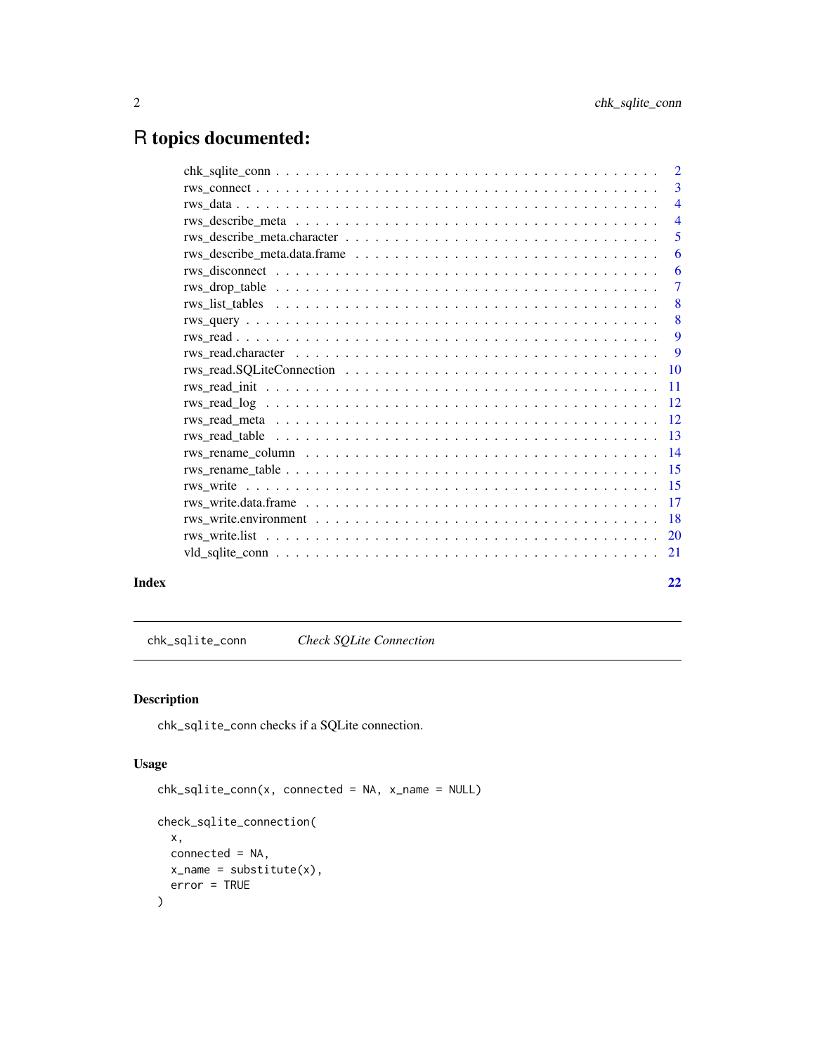# R topics documented:

| | |
|---|---|
| chk_sqlite_conn | 2 |
| rws_connect | 3 |
| rws_data | 4 |
| rws_describe_meta | 4 |
| rws_describe_meta.character | 5 |
| rws_describe_meta.data.frame | 6 |
| rws_disconnect | 6 |
| rws_drop_table | 7 |
| rws_list_tables | 8 |
| rws_query | 8 |
| rws_read | 9 |
| rws_read.character | 9 |
| rws_read.SQLiteConnection | 10 |
| rws_read_init | 11 |
| rws_read_log | 12 |
| rws_read_meta | 12 |
| rws_read_table | 13 |
| rws_rename_column | 14 |
| rws_rename_table | 15 |
| rws_write | 15 |
| rws_write.data.frame | 17 |
| rws_write.environment | 18 |
| rws_write.list | 20 |
| vld_sqlite_conn | 21 |

**Index** **22**

---

`chk_sqlite_conn` *Check SQLite Connection*

---

## Description

`chk_sqlite_conn` checks if a SQLite connection.

## Usage

```
chk_sqlite_conn(x, connected = NA, x_name = NULL)

check_sqlite_connection(
  x,
  connected = NA,
  x_name = substitute(x),
  error = TRUE
)
```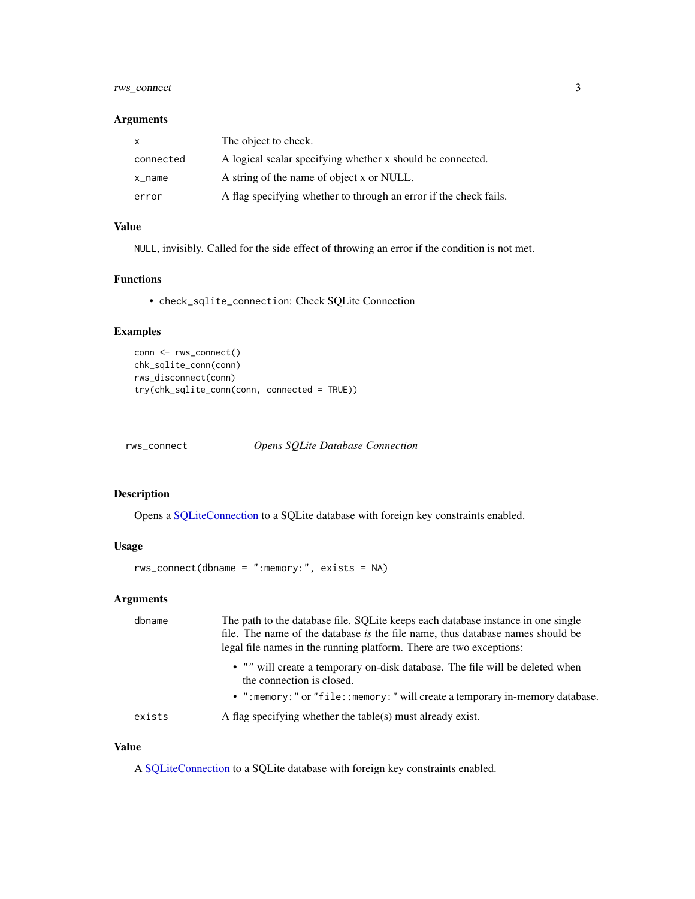## Arguments

| | |
|---|---|
| x | The object to check. |
| connected | A logical scalar specifying whether x should be connected. |
| x_name | A string of the name of object x or NULL. |
| error | A flag specifying whether to through an error if the check fails. |

## Value

NULL, invisibly. Called for the side effect of throwing an error if the condition is not met.

## Functions

- check_sqlite_connection: Check SQLite Connection

## Examples

```
conn <- rws_connect()
chk_sqlite_conn(conn)
rws_disconnect(conn)
try(chk_sqlite_conn(conn, connected = TRUE))
```

---

# rws_connect — *Opens SQLite Database Connection*

## Description

Opens a SQLiteConnection to a SQLite database with foreign key constraints enabled.

## Usage

```
rws_connect(dbname = ":memory:", exists = NA)
```

## Arguments

**dbname** — The path to the database file. SQLite keeps each database instance in one single file. The name of the database *is* the file name, thus database names should be legal file names in the running platform. There are two exceptions:

- "" will create a temporary on-disk database. The file will be deleted when the connection is closed.
- ":memory:" or "file::memory:" will create a temporary in-memory database.

**exists** — A flag specifying whether the table(s) must already exist.

## Value

A SQLiteConnection to a SQLite database with foreign key constraints enabled.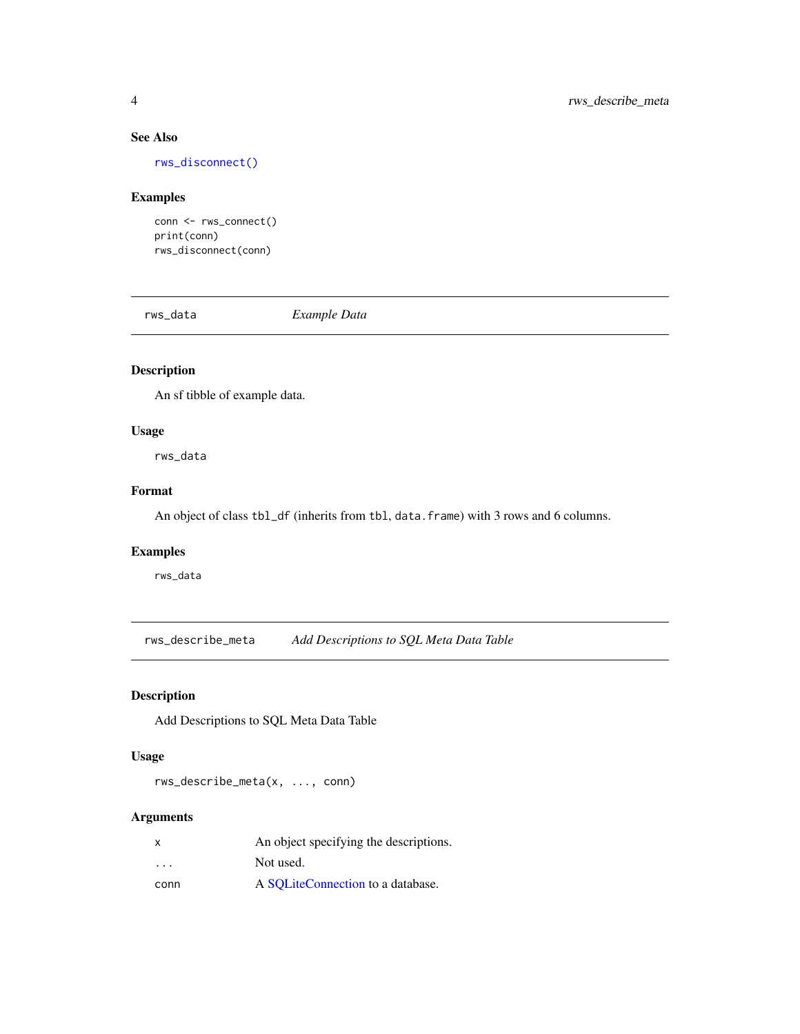### See Also

`rws_disconnect()`

### Examples

```
conn <- rws_connect()
print(conn)
rws_disconnect(conn)
```

---

## rws_data — *Example Data*

---

### Description

An sf tibble of example data.

### Usage

```
rws_data
```

### Format

An object of class `tbl_df` (inherits from `tbl`, `data.frame`) with 3 rows and 6 columns.

### Examples

```
rws_data
```

---

## rws_describe_meta — *Add Descriptions to SQL Meta Data Table*

---

### Description

Add Descriptions to SQL Meta Data Table

### Usage

```
rws_describe_meta(x, ..., conn)
```

### Arguments

| | |
|---|---|
| `x` | An object specifying the descriptions. |
| `...` | Not used. |
| `conn` | A SQLiteConnection to a database. |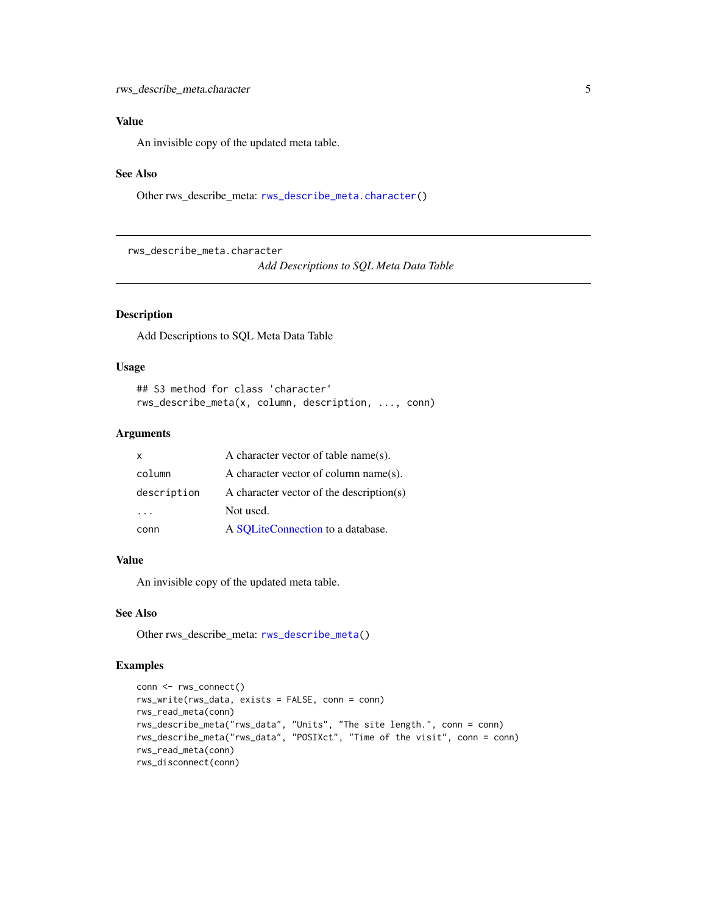## Value

An invisible copy of the updated meta table.

## See Also

Other rws_describe_meta: `rws_describe_meta.character()`

---

# rws_describe_meta.character

*Add Descriptions to SQL Meta Data Table*

---

## Description

Add Descriptions to SQL Meta Data Table

## Usage

```
## S3 method for class 'character'
rws_describe_meta(x, column, description, ..., conn)
```

## Arguments

| | |
|---|---|
| `x` | A character vector of table name(s). |
| `column` | A character vector of column name(s). |
| `description` | A character vector of the description(s) |
| `...` | Not used. |
| `conn` | A SQLiteConnection to a database. |

## Value

An invisible copy of the updated meta table.

## See Also

Other rws_describe_meta: `rws_describe_meta()`

## Examples

```
conn <- rws_connect()
rws_write(rws_data, exists = FALSE, conn = conn)
rws_read_meta(conn)
rws_describe_meta("rws_data", "Units", "The site length.", conn = conn)
rws_describe_meta("rws_data", "POSIXct", "Time of the visit", conn = conn)
rws_read_meta(conn)
rws_disconnect(conn)
```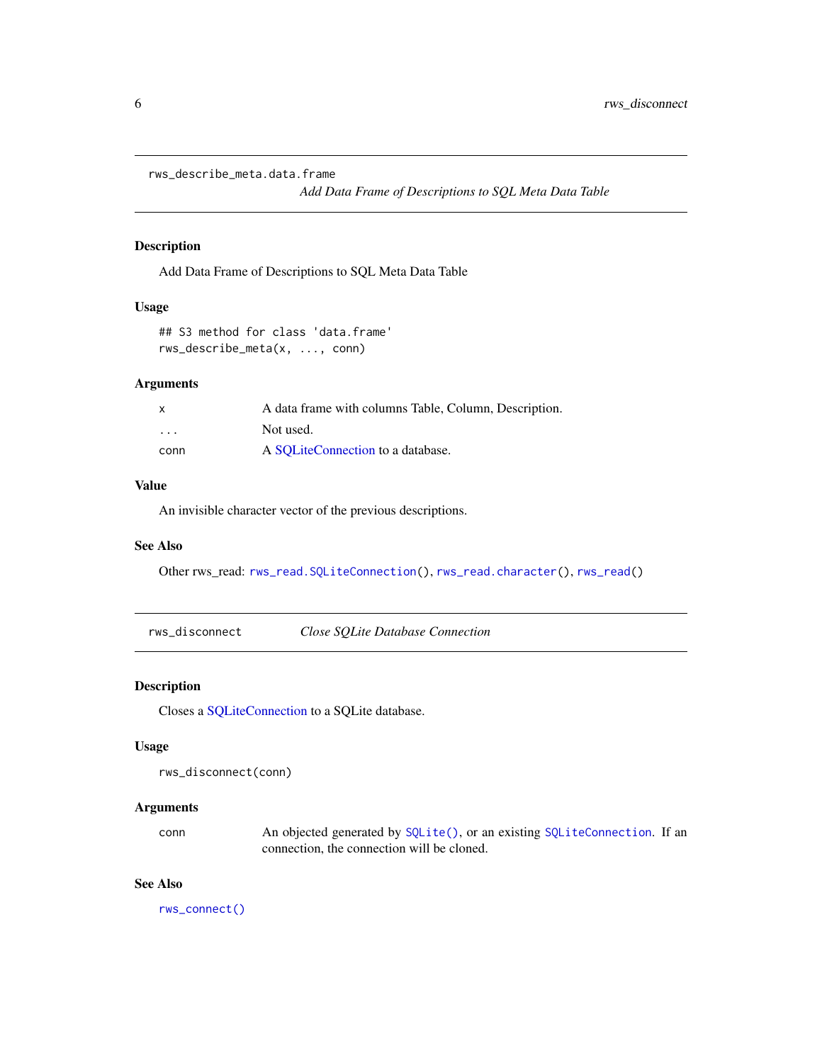## rws_describe_meta.data.frame

*Add Data Frame of Descriptions to SQL Meta Data Table*

### Description

Add Data Frame of Descriptions to SQL Meta Data Table

### Usage

```
## S3 method for class 'data.frame'
rws_describe_meta(x, ..., conn)
```

### Arguments

| | |
|---|---|
| x | A data frame with columns Table, Column, Description. |
| ... | Not used. |
| conn | A SQLiteConnection to a database. |

### Value

An invisible character vector of the previous descriptions.

### See Also

Other rws_read: `rws_read.SQLiteConnection()`, `rws_read.character()`, `rws_read()`

## rws_disconnect

*Close SQLite Database Connection*

### Description

Closes a SQLiteConnection to a SQLite database.

### Usage

```
rws_disconnect(conn)
```

### Arguments

| | |
|---|---|
| conn | An objected generated by `SQLite()`, or an existing `SQLiteConnection`. If an connection, the connection will be cloned. |

### See Also

`rws_connect()`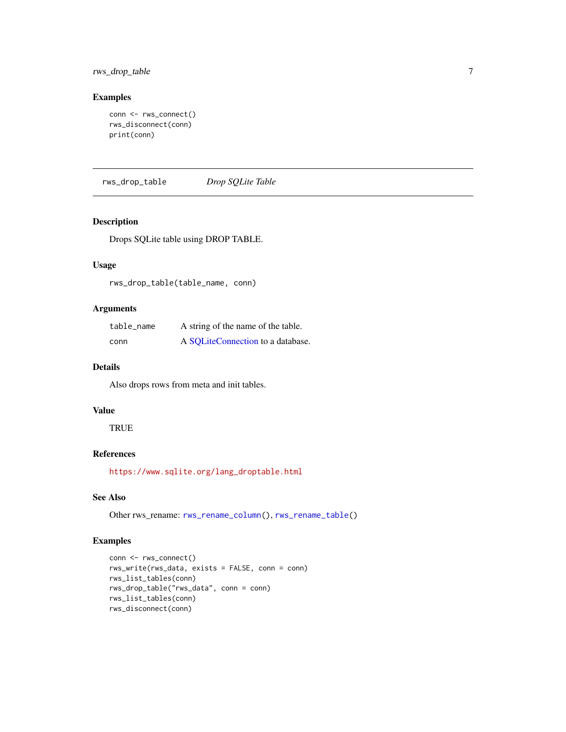## Examples

```
conn <- rws_connect()
rws_disconnect(conn)
print(conn)
```

---

rws_drop_table        *Drop SQLite Table*

---

### Description

Drops SQLite table using DROP TABLE.

### Usage

```
rws_drop_table(table_name, conn)
```

### Arguments

| | |
|---|---|
| table_name | A string of the name of the table. |
| conn | A SQLiteConnection to a database. |

### Details

Also drops rows from meta and init tables.

### Value

TRUE

### References

https://www.sqlite.org/lang_droptable.html

### See Also

Other rws_rename: `rws_rename_column()`, `rws_rename_table()`

### Examples

```
conn <- rws_connect()
rws_write(rws_data, exists = FALSE, conn = conn)
rws_list_tables(conn)
rws_drop_table("rws_data", conn = conn)
rws_list_tables(conn)
rws_disconnect(conn)
```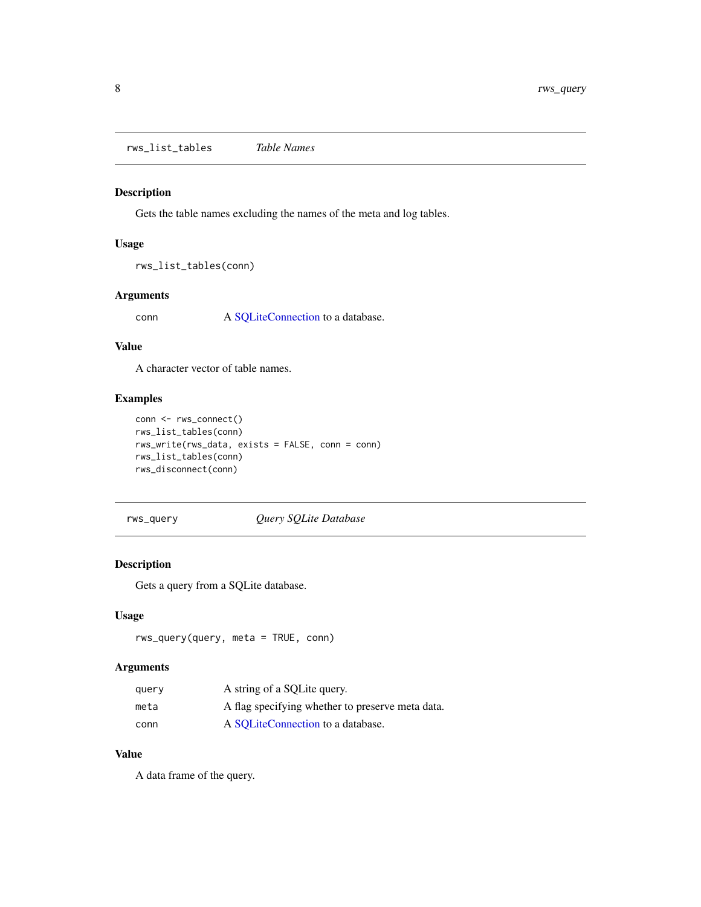## rws_list_tables — *Table Names*

### Description

Gets the table names excluding the names of the meta and log tables.

### Usage

```
rws_list_tables(conn)
```

### Arguments

| | |
|---|---|
| conn | A SQLiteConnection to a database. |

### Value

A character vector of table names.

### Examples

```
conn <- rws_connect()
rws_list_tables(conn)
rws_write(rws_data, exists = FALSE, conn = conn)
rws_list_tables(conn)
rws_disconnect(conn)
```

## rws_query — *Query SQLite Database*

### Description

Gets a query from a SQLite database.

### Usage

```
rws_query(query, meta = TRUE, conn)
```

### Arguments

| | |
|---|---|
| query | A string of a SQLite query. |
| meta | A flag specifying whether to preserve meta data. |
| conn | A SQLiteConnection to a database. |

### Value

A data frame of the query.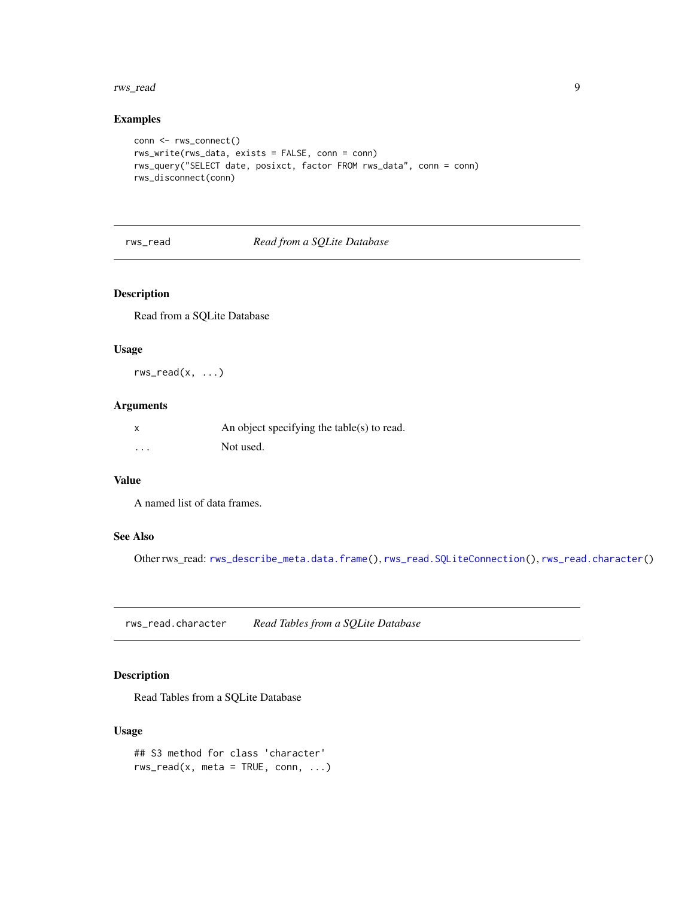## Examples

```
conn <- rws_connect()
rws_write(rws_data, exists = FALSE, conn = conn)
rws_query("SELECT date, posixct, factor FROM rws_data", conn = conn)
rws_disconnect(conn)
```

---

# rws_read — *Read from a SQLite Database*

---

## Description

Read from a SQLite Database

## Usage

```
rws_read(x, ...)
```

## Arguments

| | |
|---|---|
| x | An object specifying the table(s) to read. |
| ... | Not used. |

## Value

A named list of data frames.

## See Also

Other rws_read: `rws_describe_meta.data.frame()`, `rws_read.SQLiteConnection()`, `rws_read.character()`

---

# rws_read.character — *Read Tables from a SQLite Database*

---

## Description

Read Tables from a SQLite Database

## Usage

```
## S3 method for class 'character'
rws_read(x, meta = TRUE, conn, ...)
```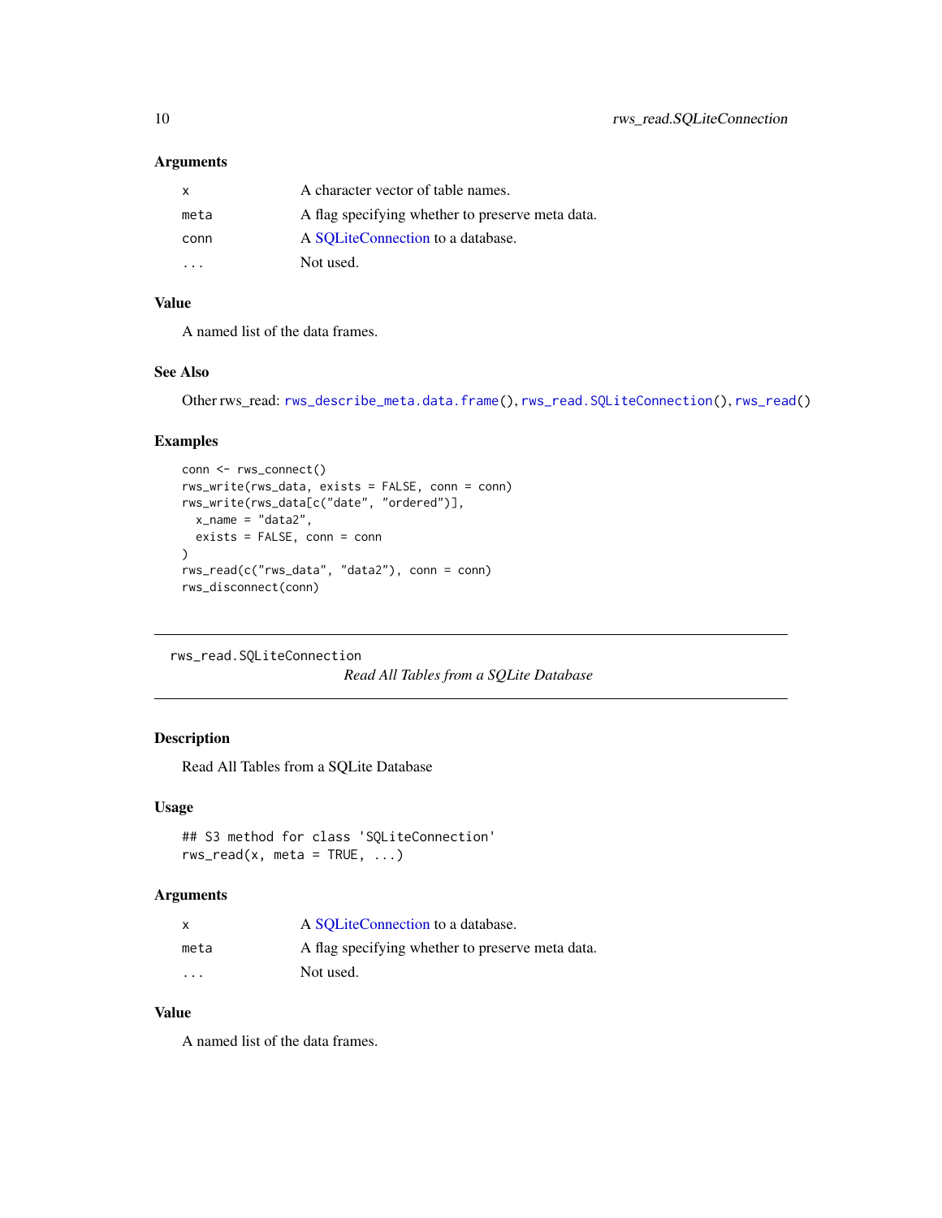### Arguments

| | |
|---|---|
| `x` | A character vector of table names. |
| `meta` | A flag specifying whether to preserve meta data. |
| `conn` | A SQLiteConnection to a database. |
| `...` | Not used. |

### Value

A named list of the data frames.

### See Also

Other rws_read: `rws_describe_meta.data.frame()`, `rws_read.SQLiteConnection()`, `rws_read()`

### Examples

```
conn <- rws_connect()
rws_write(rws_data, exists = FALSE, conn = conn)
rws_write(rws_data[c("date", "ordered")],
  x_name = "data2",
  exists = FALSE, conn = conn
)
rws_read(c("rws_data", "data2"), conn = conn)
rws_disconnect(conn)
```

---

## rws_read.SQLiteConnection

*Read All Tables from a SQLite Database*

---

### Description

Read All Tables from a SQLite Database

### Usage

```
## S3 method for class 'SQLiteConnection'
rws_read(x, meta = TRUE, ...)
```

### Arguments

| | |
|---|---|
| `x` | A SQLiteConnection to a database. |
| `meta` | A flag specifying whether to preserve meta data. |
| `...` | Not used. |

### Value

A named list of the data frames.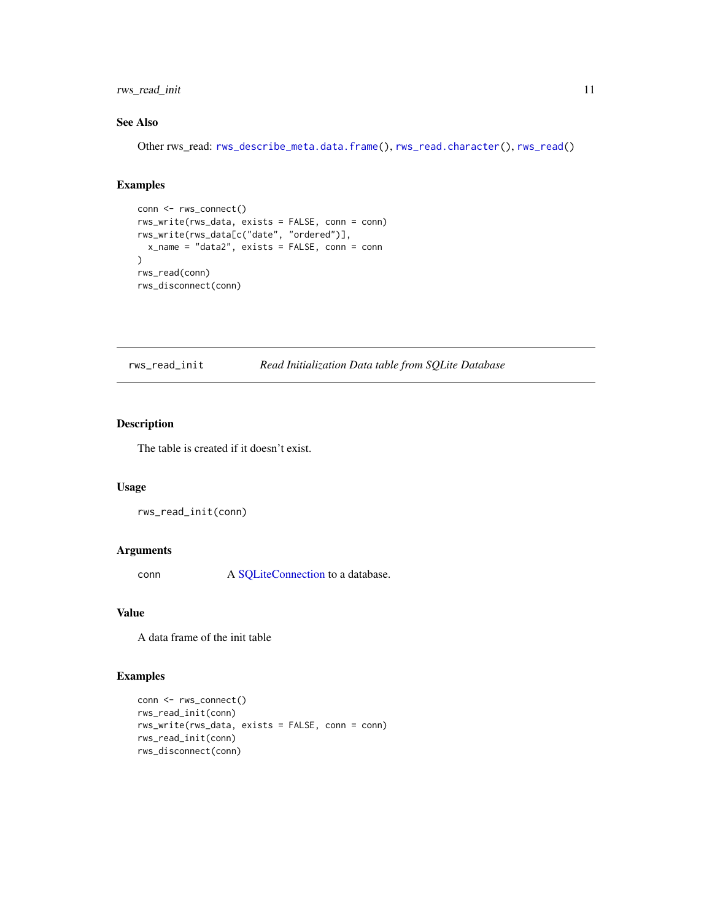### See Also

Other rws_read: `rws_describe_meta.data.frame()`, `rws_read.character()`, `rws_read()`

### Examples

```
conn <- rws_connect()
rws_write(rws_data, exists = FALSE, conn = conn)
rws_write(rws_data[c("date", "ordered")],
  x_name = "data2", exists = FALSE, conn = conn
)
rws_read(conn)
rws_disconnect(conn)
```

---

## rws_read_init — *Read Initialization Data table from SQLite Database*

---

### Description

The table is created if it doesn't exist.

### Usage

```
rws_read_init(conn)
```

### Arguments

| | |
|---|---|
| conn | A SQLiteConnection to a database. |

### Value

A data frame of the init table

### Examples

```
conn <- rws_connect()
rws_read_init(conn)
rws_write(rws_data, exists = FALSE, conn = conn)
rws_read_init(conn)
rws_disconnect(conn)
```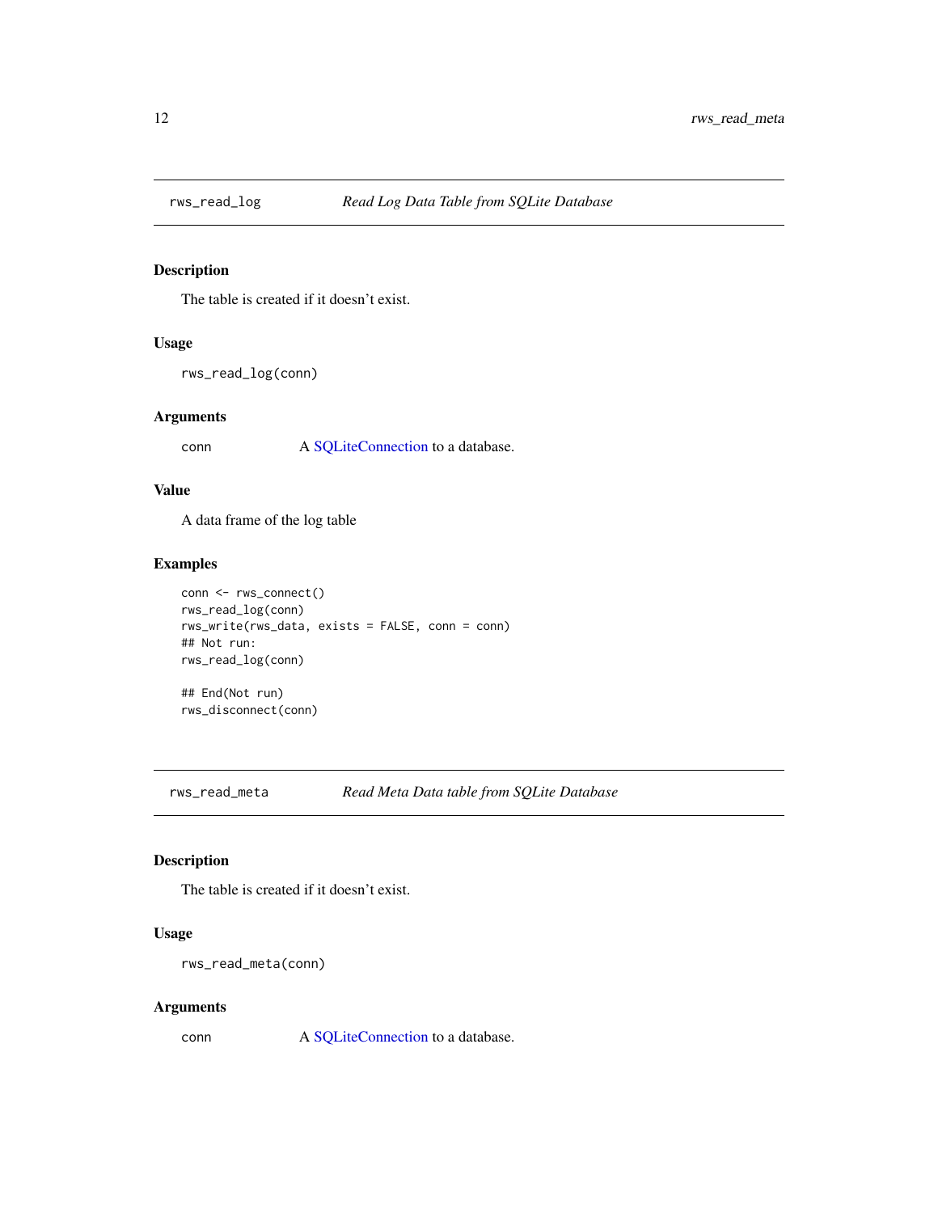## rws_read_log *Read Log Data Table from SQLite Database*

### Description

The table is created if it doesn't exist.

### Usage

```
rws_read_log(conn)
```

### Arguments

| | |
|---|---|
| conn | A SQLiteConnection to a database. |

### Value

A data frame of the log table

### Examples

```
conn <- rws_connect()
rws_read_log(conn)
rws_write(rws_data, exists = FALSE, conn = conn)
## Not run:
rws_read_log(conn)

## End(Not run)
rws_disconnect(conn)
```

## rws_read_meta *Read Meta Data table from SQLite Database*

### Description

The table is created if it doesn't exist.

### Usage

```
rws_read_meta(conn)
```

### Arguments

| | |
|---|---|
| conn | A SQLiteConnection to a database. |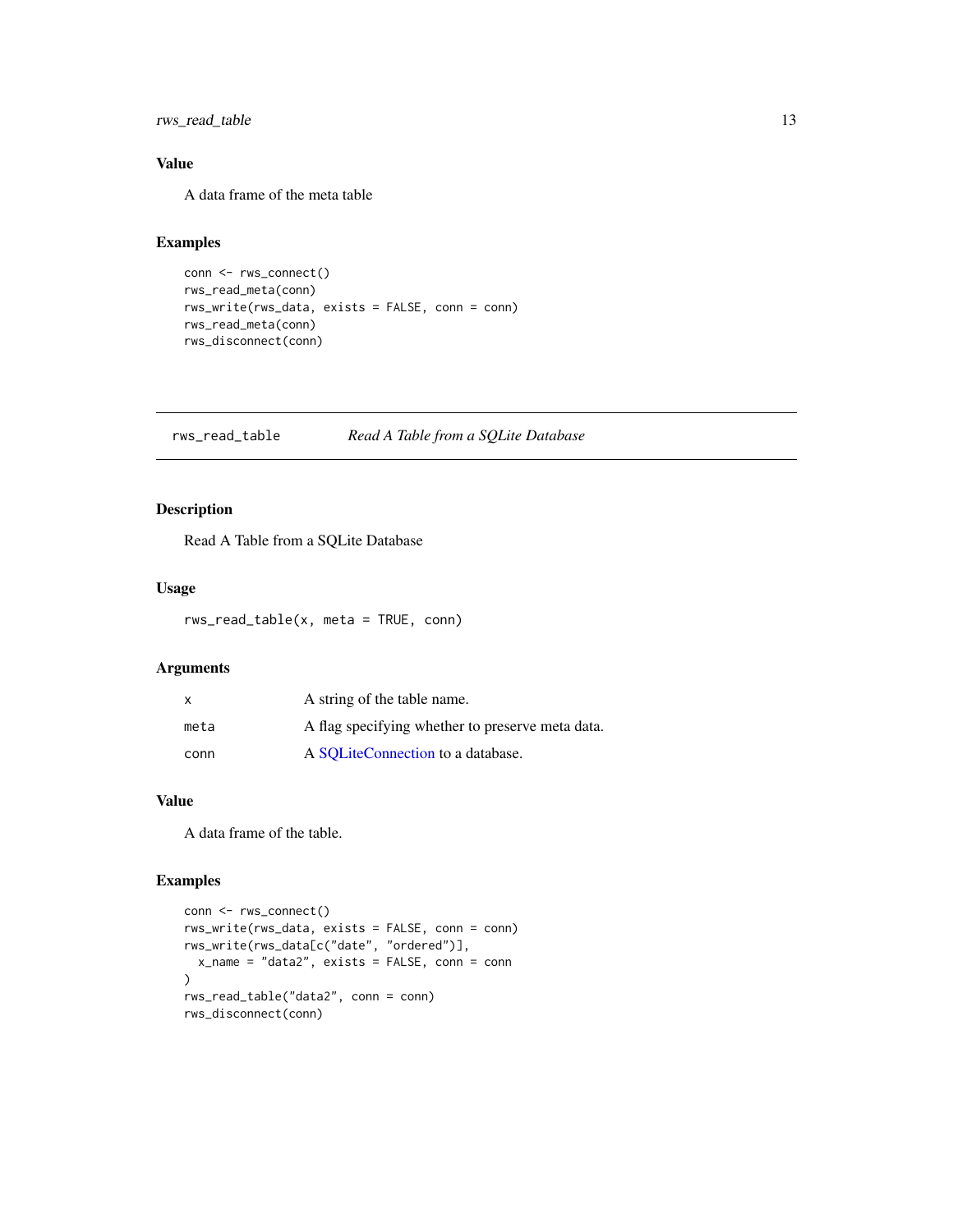## Value

A data frame of the meta table

## Examples

```
conn <- rws_connect()
rws_read_meta(conn)
rws_write(rws_data, exists = FALSE, conn = conn)
rws_read_meta(conn)
rws_disconnect(conn)
```

---

# rws_read_table    *Read A Table from a SQLite Database*

---

## Description

Read A Table from a SQLite Database

## Usage

```
rws_read_table(x, meta = TRUE, conn)
```

## Arguments

| | |
|---|---|
| `x` | A string of the table name. |
| `meta` | A flag specifying whether to preserve meta data. |
| `conn` | A SQLiteConnection to a database. |

## Value

A data frame of the table.

## Examples

```
conn <- rws_connect()
rws_write(rws_data, exists = FALSE, conn = conn)
rws_write(rws_data[c("date", "ordered")],
  x_name = "data2", exists = FALSE, conn = conn
)
rws_read_table("data2", conn = conn)
rws_disconnect(conn)
```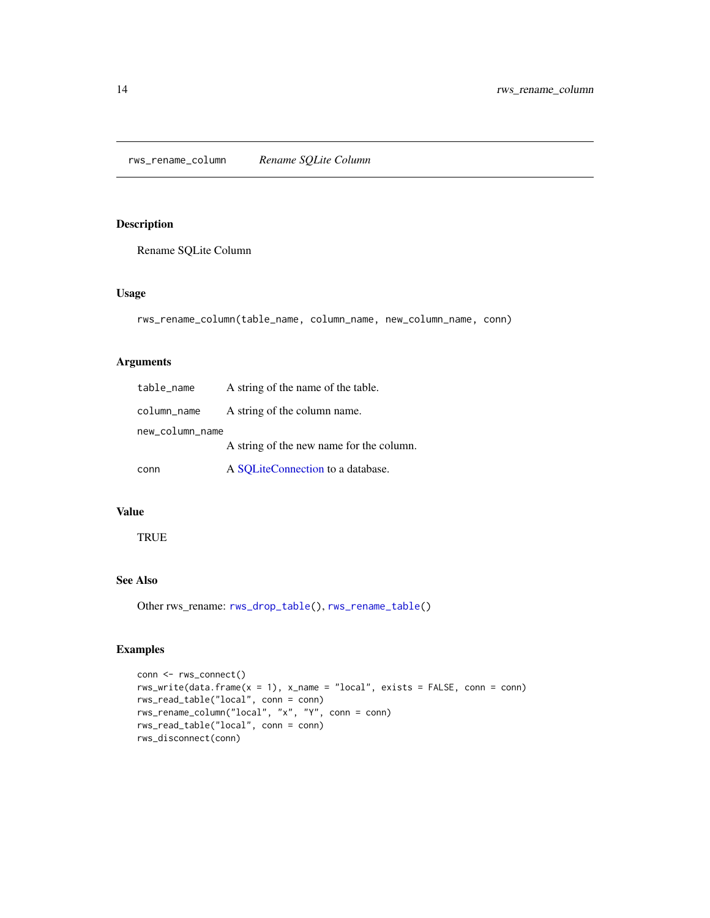## rws_rename_column *Rename SQLite Column*

### Description

Rename SQLite Column

### Usage

```
rws_rename_column(table_name, column_name, new_column_name, conn)
```

### Arguments

| | |
|---|---|
| `table_name` | A string of the name of the table. |
| `column_name` | A string of the column name. |
| `new_column_name` | A string of the new name for the column. |
| `conn` | A SQLiteConnection to a database. |

### Value

TRUE

### See Also

Other rws_rename: `rws_drop_table()`, `rws_rename_table()`

### Examples

```
conn <- rws_connect()
rws_write(data.frame(x = 1), x_name = "local", exists = FALSE, conn = conn)
rws_read_table("local", conn = conn)
rws_rename_column("local", "x", "Y", conn = conn)
rws_read_table("local", conn = conn)
rws_disconnect(conn)
```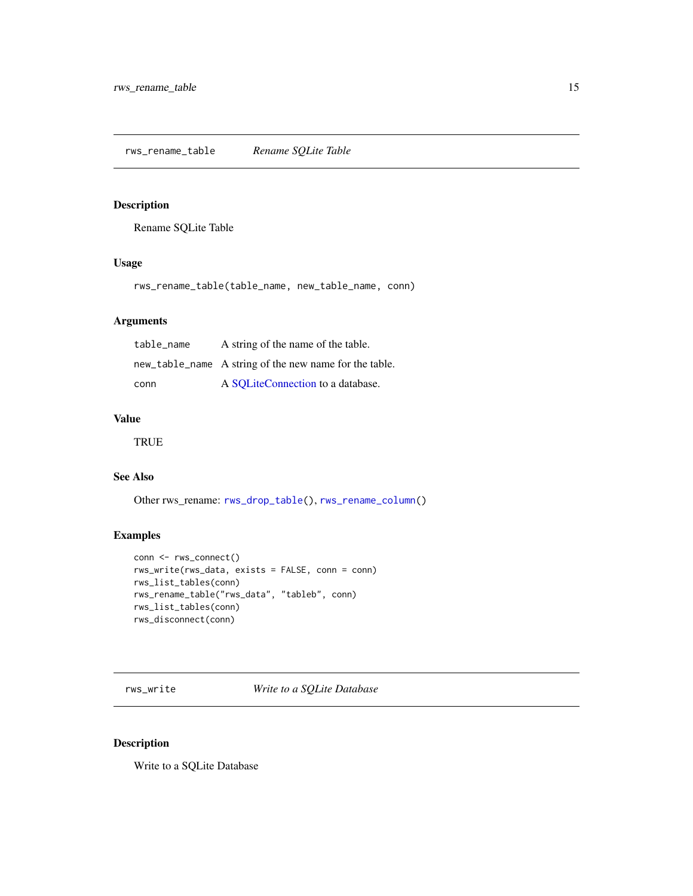## rws_rename_table *Rename SQLite Table*

### Description

Rename SQLite Table

### Usage

```
rws_rename_table(table_name, new_table_name, conn)
```

### Arguments

| | |
|---|---|
| `table_name` | A string of the name of the table. |
| `new_table_name` | A string of the new name for the table. |
| `conn` | A SQLiteConnection to a database. |

### Value

TRUE

### See Also

Other rws_rename: `rws_drop_table()`, `rws_rename_column()`

### Examples

```
conn <- rws_connect()
rws_write(rws_data, exists = FALSE, conn = conn)
rws_list_tables(conn)
rws_rename_table("rws_data", "tableb", conn)
rws_list_tables(conn)
rws_disconnect(conn)
```

## rws_write *Write to a SQLite Database*

### Description

Write to a SQLite Database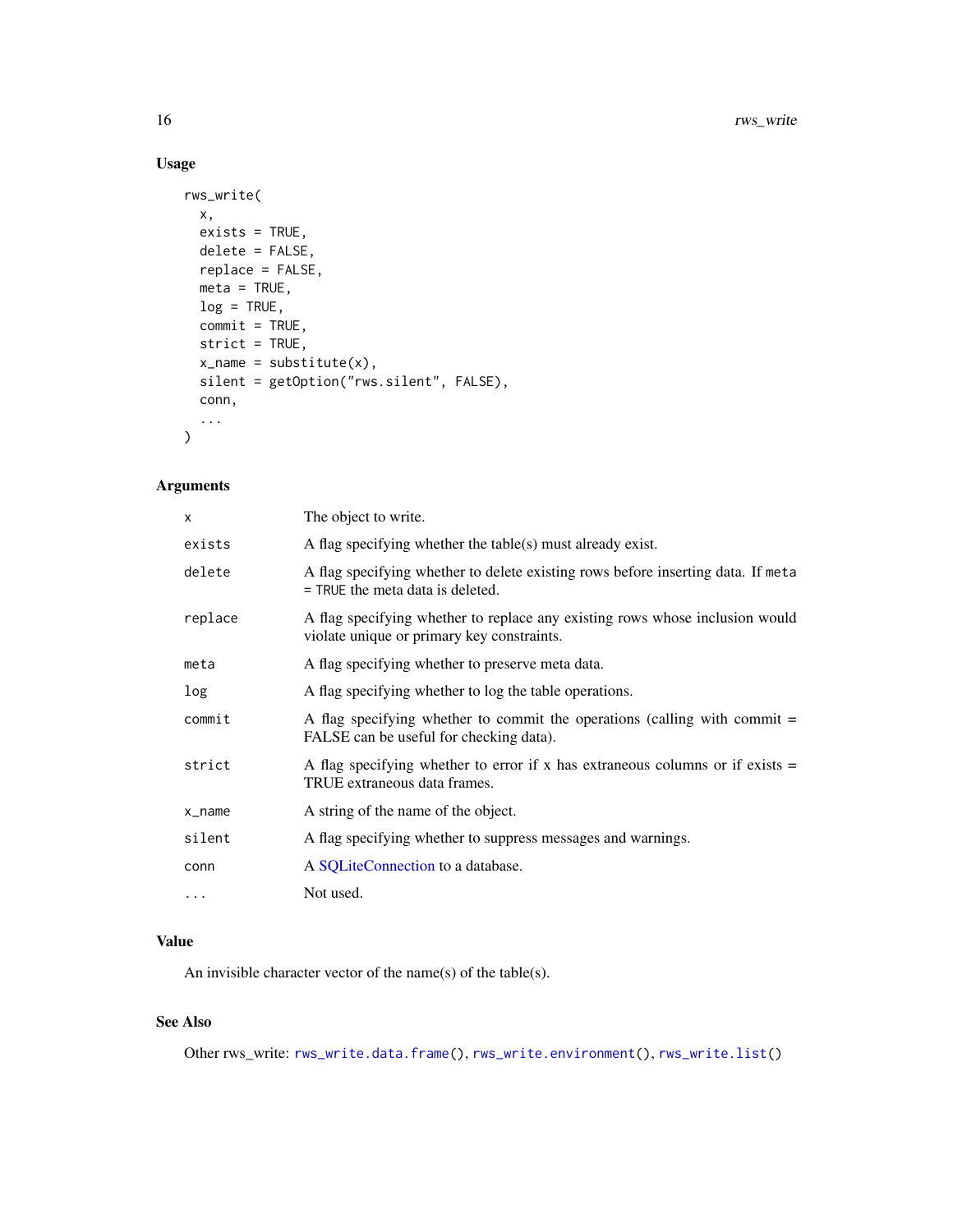### Usage

```
rws_write(
  x,
  exists = TRUE,
  delete = FALSE,
  replace = FALSE,
  meta = TRUE,
  log = TRUE,
  commit = TRUE,
  strict = TRUE,
  x_name = substitute(x),
  silent = getOption("rws.silent", FALSE),
  conn,
  ...
)
```

### Arguments

| | |
|---|---|
| `x` | The object to write. |
| `exists` | A flag specifying whether the table(s) must already exist. |
| `delete` | A flag specifying whether to delete existing rows before inserting data. If `meta = TRUE` the meta data is deleted. |
| `replace` | A flag specifying whether to replace any existing rows whose inclusion would violate unique or primary key constraints. |
| `meta` | A flag specifying whether to preserve meta data. |
| `log` | A flag specifying whether to log the table operations. |
| `commit` | A flag specifying whether to commit the operations (calling with commit = FALSE can be useful for checking data). |
| `strict` | A flag specifying whether to error if x has extraneous columns or if exists = TRUE extraneous data frames. |
| `x_name` | A string of the name of the object. |
| `silent` | A flag specifying whether to suppress messages and warnings. |
| `conn` | A SQLiteConnection to a database. |
| `...` | Not used. |

### Value

An invisible character vector of the name(s) of the table(s).

### See Also

Other rws_write: `rws_write.data.frame()`, `rws_write.environment()`, `rws_write.list()`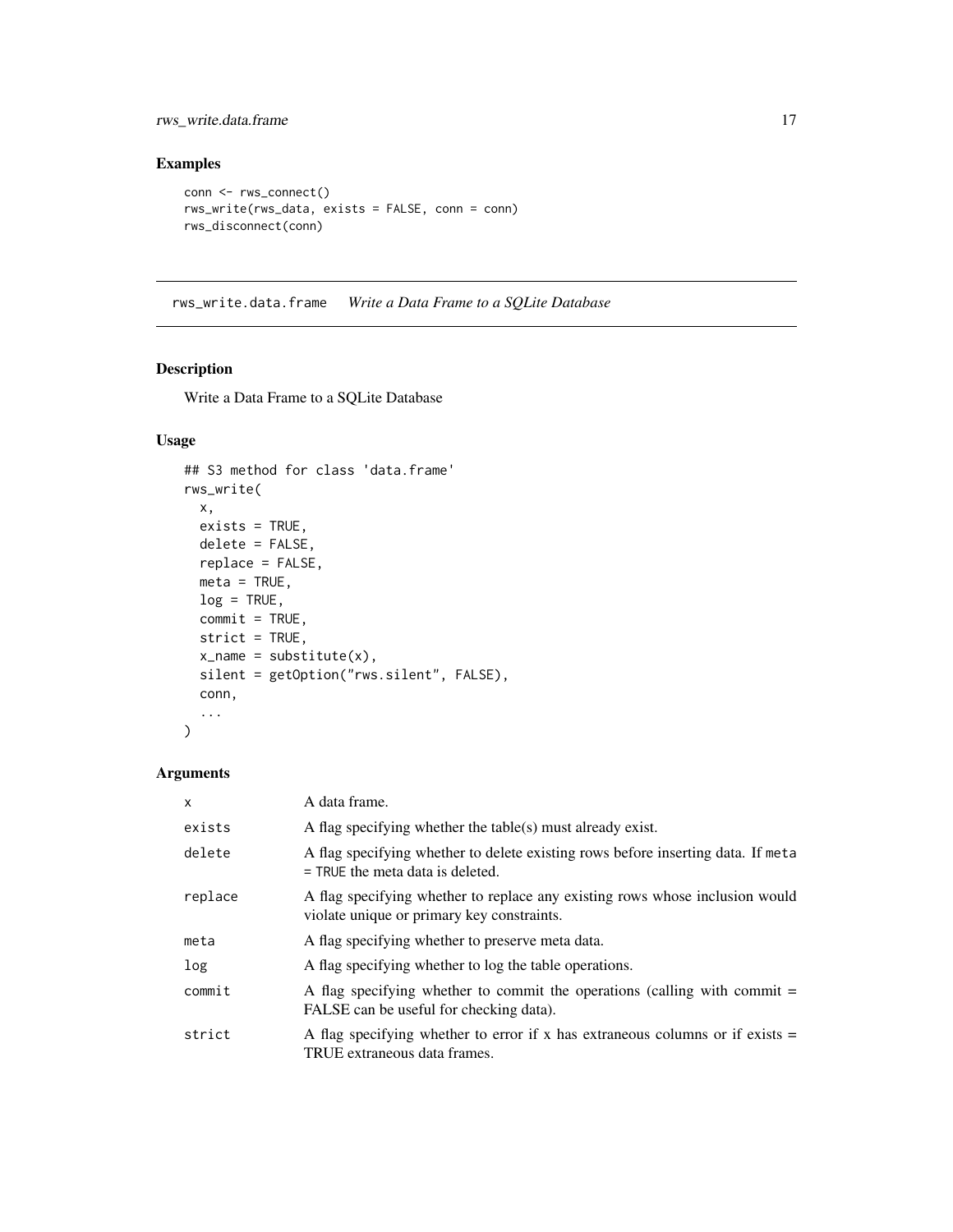## Examples

```
conn <- rws_connect()
rws_write(rws_data, exists = FALSE, conn = conn)
rws_disconnect(conn)
```

---

# rws_write.data.frame    *Write a Data Frame to a SQLite Database*

## Description

Write a Data Frame to a SQLite Database

## Usage

```
## S3 method for class 'data.frame'
rws_write(
  x,
  exists = TRUE,
  delete = FALSE,
  replace = FALSE,
  meta = TRUE,
  log = TRUE,
  commit = TRUE,
  strict = TRUE,
  x_name = substitute(x),
  silent = getOption("rws.silent", FALSE),
  conn,
  ...
)
```

## Arguments

| | |
|---|---|
| `x` | A data frame. |
| `exists` | A flag specifying whether the table(s) must already exist. |
| `delete` | A flag specifying whether to delete existing rows before inserting data. If `meta = TRUE` the meta data is deleted. |
| `replace` | A flag specifying whether to replace any existing rows whose inclusion would violate unique or primary key constraints. |
| `meta` | A flag specifying whether to preserve meta data. |
| `log` | A flag specifying whether to log the table operations. |
| `commit` | A flag specifying whether to commit the operations (calling with commit = FALSE can be useful for checking data). |
| `strict` | A flag specifying whether to error if x has extraneous columns or if exists = TRUE extraneous data frames. |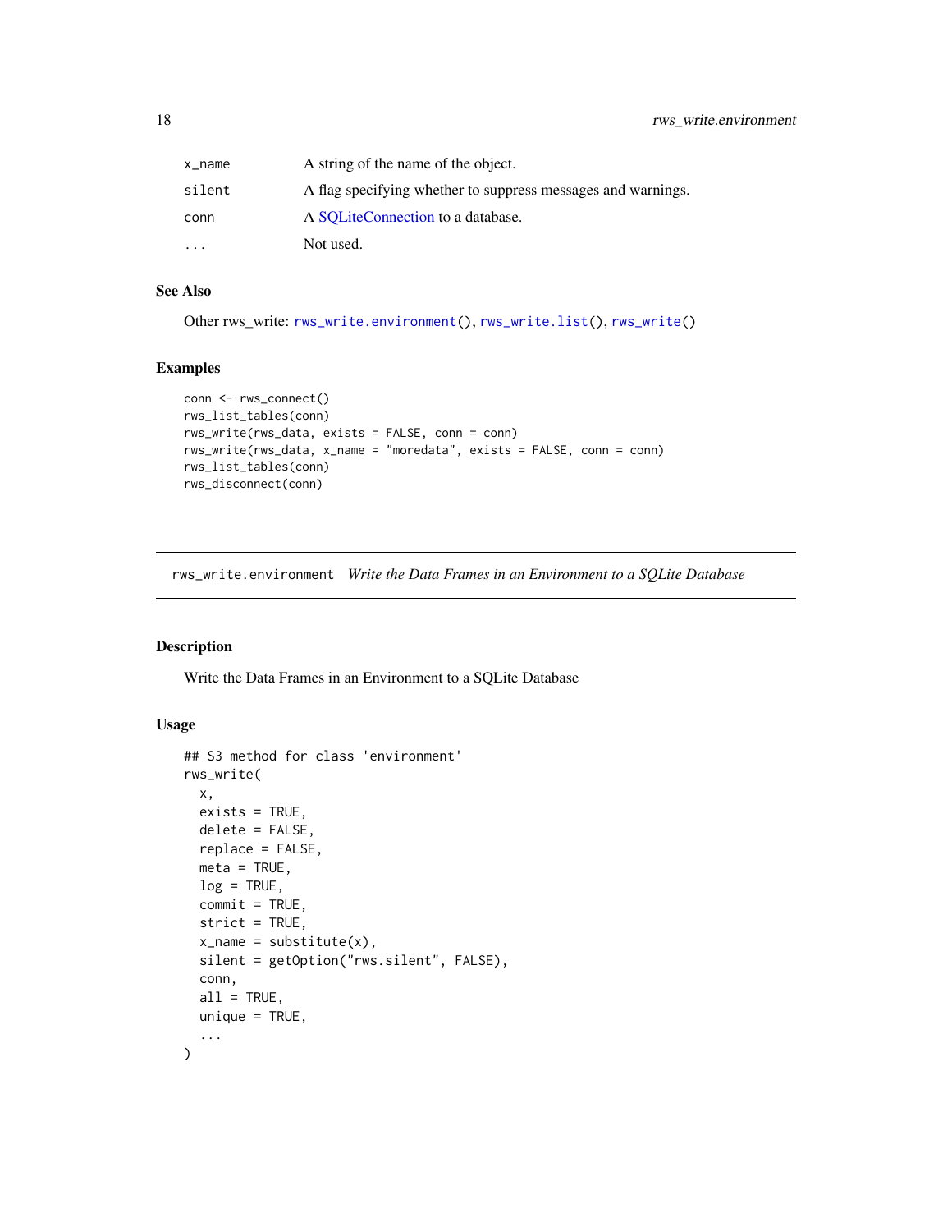| | |
|---|---|
| x_name | A string of the name of the object. |
| silent | A flag specifying whether to suppress messages and warnings. |
| conn | A SQLiteConnection to a database. |
| ... | Not used. |

### See Also

Other rws_write: `rws_write.environment()`, `rws_write.list()`, `rws_write()`

### Examples

```
conn <- rws_connect()
rws_list_tables(conn)
rws_write(rws_data, exists = FALSE, conn = conn)
rws_write(rws_data, x_name = "moredata", exists = FALSE, conn = conn)
rws_list_tables(conn)
rws_disconnect(conn)
```

---

## rws_write.environment *Write the Data Frames in an Environment to a SQLite Database*

---

### Description

Write the Data Frames in an Environment to a SQLite Database

### Usage

```
## S3 method for class 'environment'
rws_write(
  x,
  exists = TRUE,
  delete = FALSE,
  replace = FALSE,
  meta = TRUE,
  log = TRUE,
  commit = TRUE,
  strict = TRUE,
  x_name = substitute(x),
  silent = getOption("rws.silent", FALSE),
  conn,
  all = TRUE,
  unique = TRUE,
  ...
)
```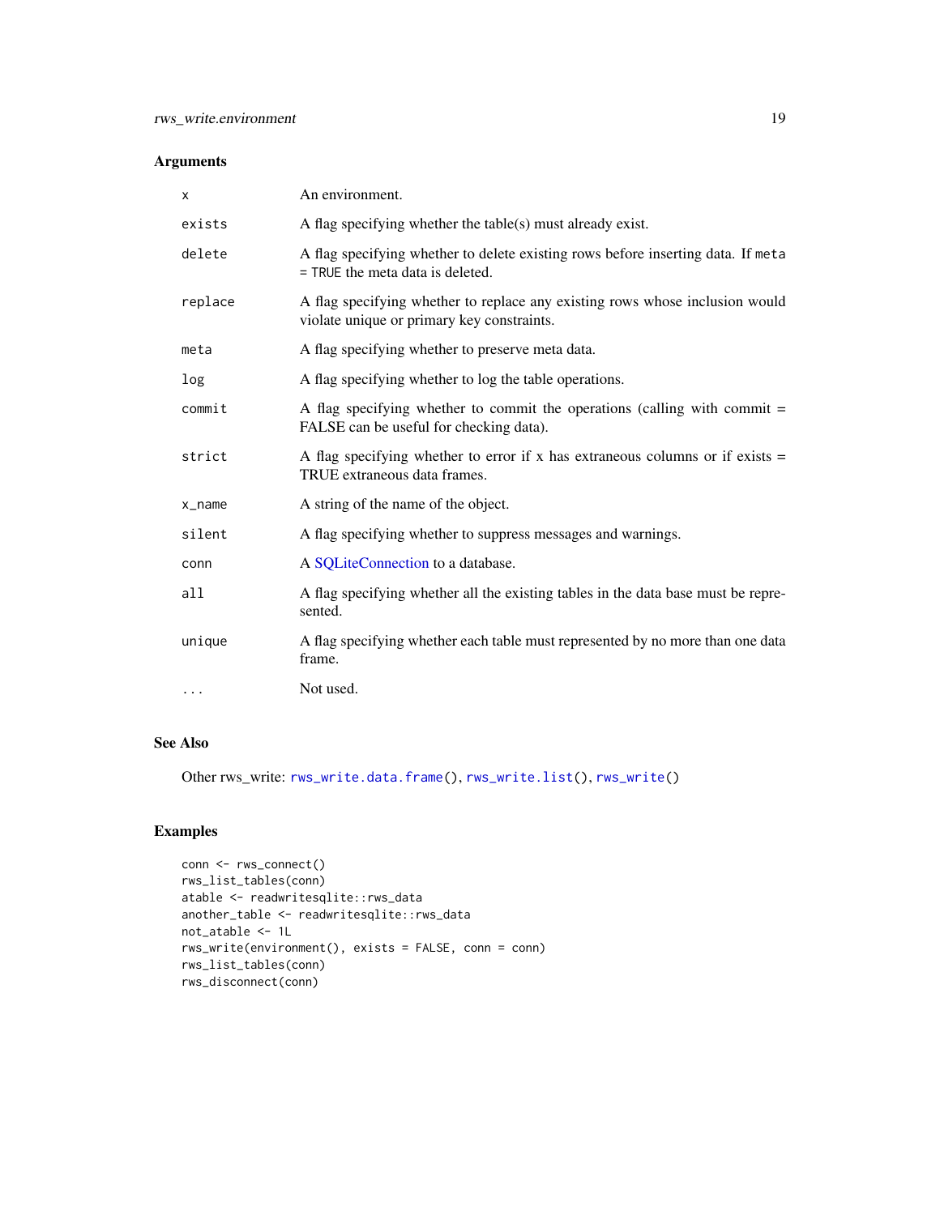## Arguments

| | |
|---|---|
| `x` | An environment. |
| `exists` | A flag specifying whether the table(s) must already exist. |
| `delete` | A flag specifying whether to delete existing rows before inserting data. If `meta = TRUE` the meta data is deleted. |
| `replace` | A flag specifying whether to replace any existing rows whose inclusion would violate unique or primary key constraints. |
| `meta` | A flag specifying whether to preserve meta data. |
| `log` | A flag specifying whether to log the table operations. |
| `commit` | A flag specifying whether to commit the operations (calling with commit = FALSE can be useful for checking data). |
| `strict` | A flag specifying whether to error if x has extraneous columns or if exists = TRUE extraneous data frames. |
| `x_name` | A string of the name of the object. |
| `silent` | A flag specifying whether to suppress messages and warnings. |
| `conn` | A SQLiteConnection to a database. |
| `all` | A flag specifying whether all the existing tables in the data base must be represented. |
| `unique` | A flag specifying whether each table must represented by no more than one data frame. |
| `...` | Not used. |

## See Also

Other rws_write: `rws_write.data.frame()`, `rws_write.list()`, `rws_write()`

## Examples

```
conn <- rws_connect()
rws_list_tables(conn)
atable <- readwritesqlite::rws_data
another_table <- readwritesqlite::rws_data
not_atable <- 1L
rws_write(environment(), exists = FALSE, conn = conn)
rws_list_tables(conn)
rws_disconnect(conn)
```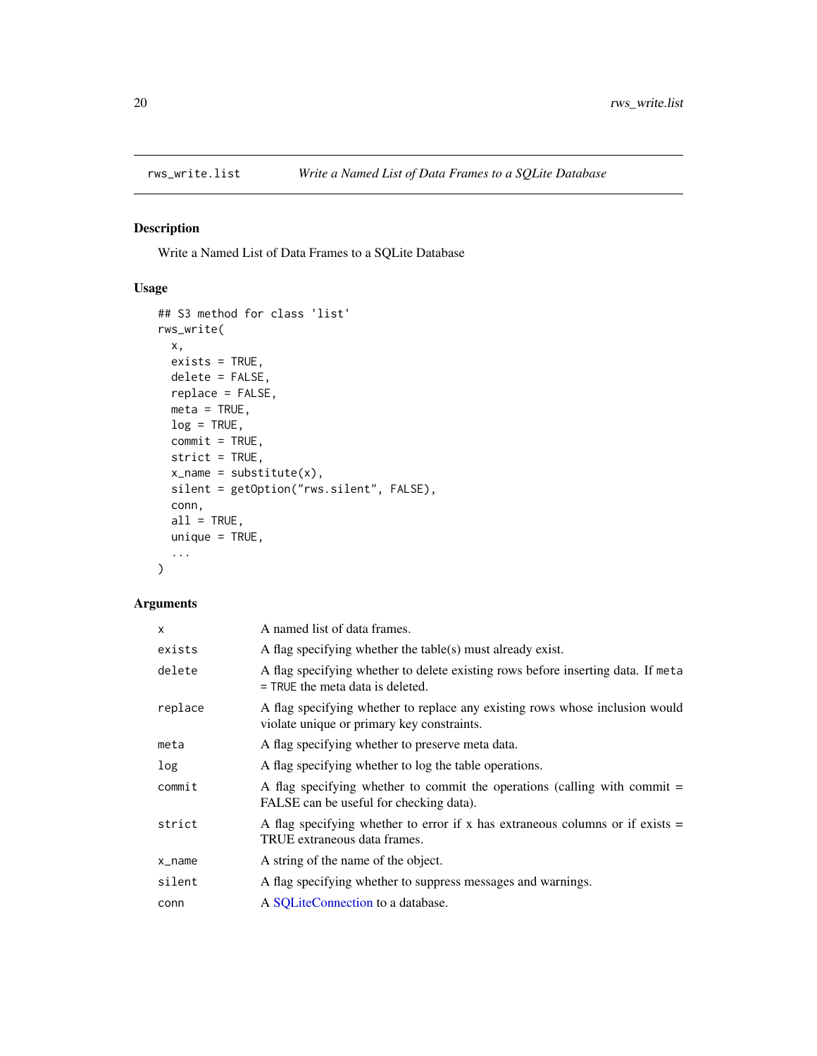`rws_write.list` — *Write a Named List of Data Frames to a SQLite Database*

## Description

Write a Named List of Data Frames to a SQLite Database

## Usage

```
## S3 method for class 'list'
rws_write(
  x,
  exists = TRUE,
  delete = FALSE,
  replace = FALSE,
  meta = TRUE,
  log = TRUE,
  commit = TRUE,
  strict = TRUE,
  x_name = substitute(x),
  silent = getOption("rws.silent", FALSE),
  conn,
  all = TRUE,
  unique = TRUE,
  ...
)
```

## Arguments

| | |
|---|---|
| `x` | A named list of data frames. |
| `exists` | A flag specifying whether the table(s) must already exist. |
| `delete` | A flag specifying whether to delete existing rows before inserting data. If `meta = TRUE` the meta data is deleted. |
| `replace` | A flag specifying whether to replace any existing rows whose inclusion would violate unique or primary key constraints. |
| `meta` | A flag specifying whether to preserve meta data. |
| `log` | A flag specifying whether to log the table operations. |
| `commit` | A flag specifying whether to commit the operations (calling with commit = FALSE can be useful for checking data). |
| `strict` | A flag specifying whether to error if x has extraneous columns or if exists = TRUE extraneous data frames. |
| `x_name` | A string of the name of the object. |
| `silent` | A flag specifying whether to suppress messages and warnings. |
| `conn` | A SQLiteConnection to a database. |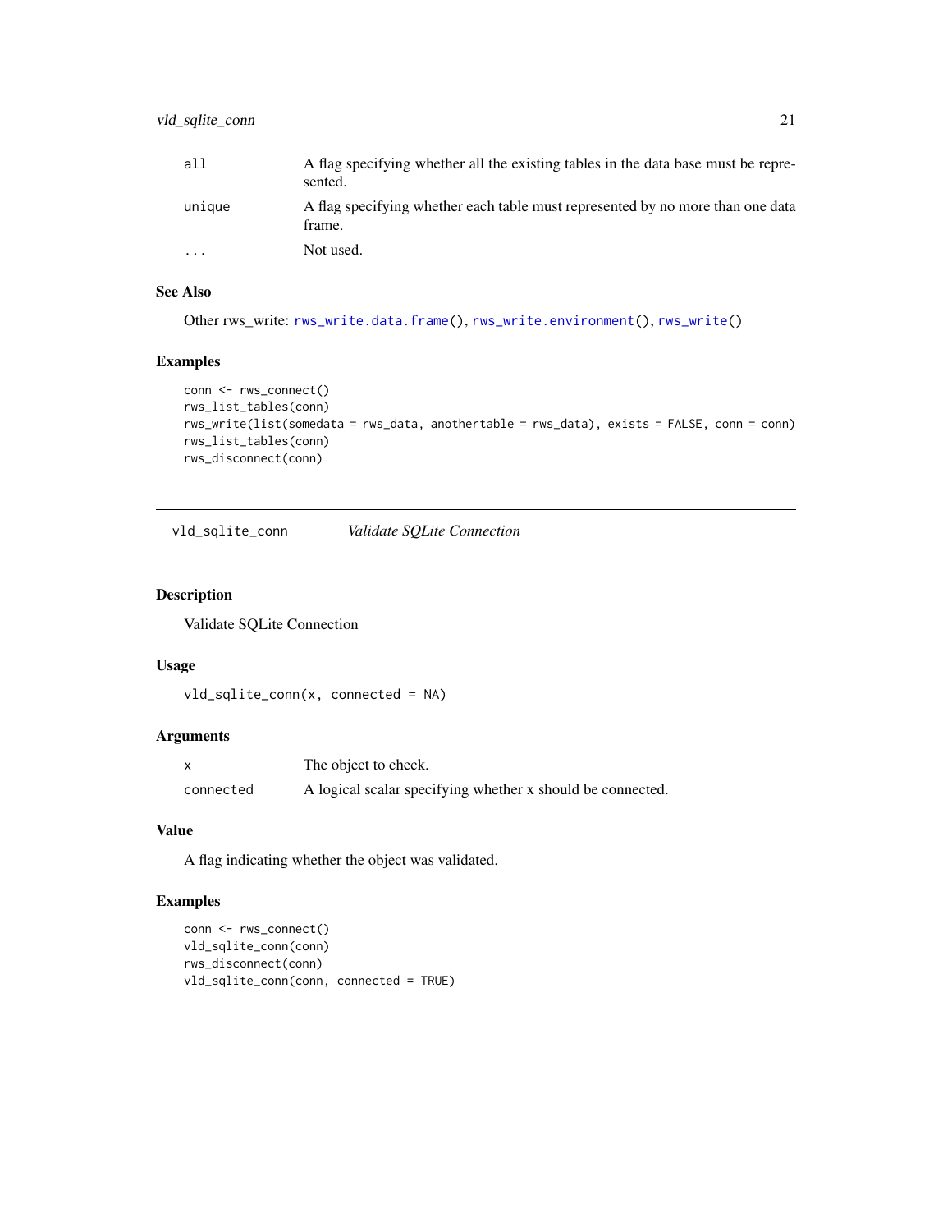| | |
|---|---|
| all | A flag specifying whether all the existing tables in the data base must be represented. |
| unique | A flag specifying whether each table must represented by no more than one data frame. |
| ... | Not used. |

### See Also

Other rws_write: rws_write.data.frame(), rws_write.environment(), rws_write()

### Examples

```
conn <- rws_connect()
rws_list_tables(conn)
rws_write(list(somedata = rws_data, anothertable = rws_data), exists = FALSE, conn = conn)
rws_list_tables(conn)
rws_disconnect(conn)
```

---

## vld_sqlite_conn — *Validate SQLite Connection*

### Description

Validate SQLite Connection

### Usage

```
vld_sqlite_conn(x, connected = NA)
```

### Arguments

| | |
|---|---|
| x | The object to check. |
| connected | A logical scalar specifying whether x should be connected. |

### Value

A flag indicating whether the object was validated.

### Examples

```
conn <- rws_connect()
vld_sqlite_conn(conn)
rws_disconnect(conn)
vld_sqlite_conn(conn, connected = TRUE)
```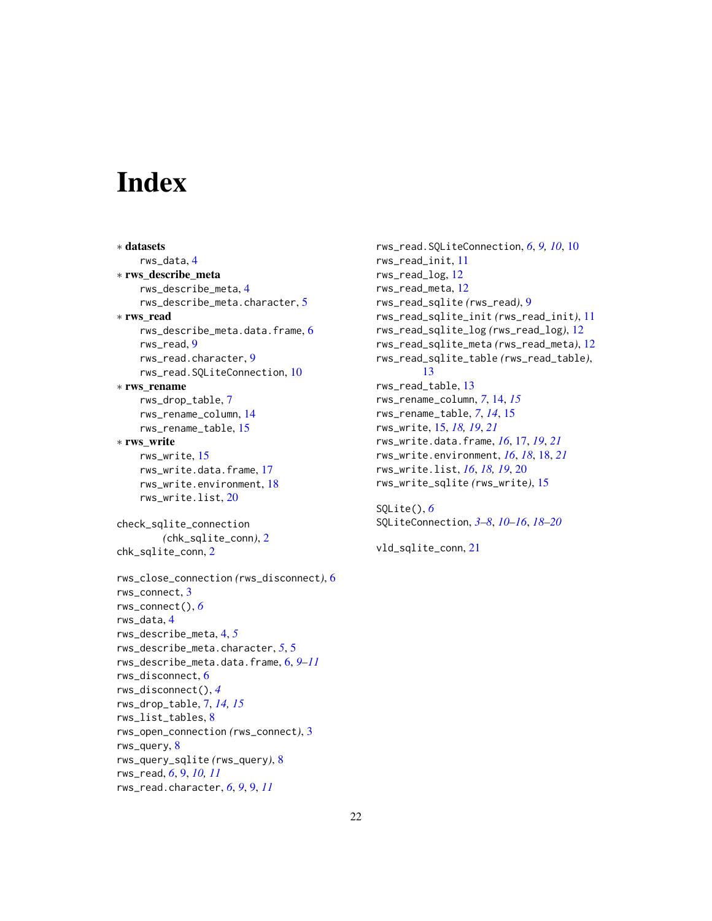# Index

∗ **datasets**
- rws_data, 4

∗ **rws_describe_meta**
- rws_describe_meta, 4
- rws_describe_meta.character, 5

∗ **rws_read**
- rws_describe_meta.data.frame, 6
- rws_read, 9
- rws_read.character, 9
- rws_read.SQLiteConnection, 10

∗ **rws_rename**
- rws_drop_table, 7
- rws_rename_column, 14
- rws_rename_table, 15

∗ **rws_write**
- rws_write, 15
- rws_write.data.frame, 17
- rws_write.environment, 18
- rws_write.list, 20

check_sqlite_connection *(chk_sqlite_conn)*, 2
chk_sqlite_conn, 2

rws_close_connection *(rws_disconnect)*, 6
rws_connect, 3
rws_connect(), *6*
rws_data, 4
rws_describe_meta, 4, *5*
rws_describe_meta.character, *5*, 5
rws_describe_meta.data.frame, 6, *9–11*
rws_disconnect, 6
rws_disconnect(), *4*
rws_drop_table, 7, *14*, *15*
rws_list_tables, 8
rws_open_connection *(rws_connect)*, 3
rws_query, 8
rws_query_sqlite *(rws_query)*, 8
rws_read, *6*, 9, *10*, *11*
rws_read.character, *6*, *9*, 9, *11*
rws_read.SQLiteConnection, *6*, *9*, *10*, 10
rws_read_init, 11
rws_read_log, 12
rws_read_meta, 12
rws_read_sqlite *(rws_read)*, 9
rws_read_sqlite_init *(rws_read_init)*, 11
rws_read_sqlite_log *(rws_read_log)*, 12
rws_read_sqlite_meta *(rws_read_meta)*, 12
rws_read_sqlite_table *(rws_read_table)*, 13
rws_read_table, 13
rws_rename_column, *7*, 14, *15*
rws_rename_table, *7*, *14*, 15
rws_write, 15, *18*, *19*, *21*
rws_write.data.frame, *16*, 17, *19*, *21*
rws_write.environment, *16*, *18*, 18, *21*
rws_write.list, *16*, *18*, *19*, 20
rws_write_sqlite *(rws_write)*, 15

SQLite(), *6*
SQLiteConnection, *3–8*, *10–16*, *18–20*

vld_sqlite_conn, 21